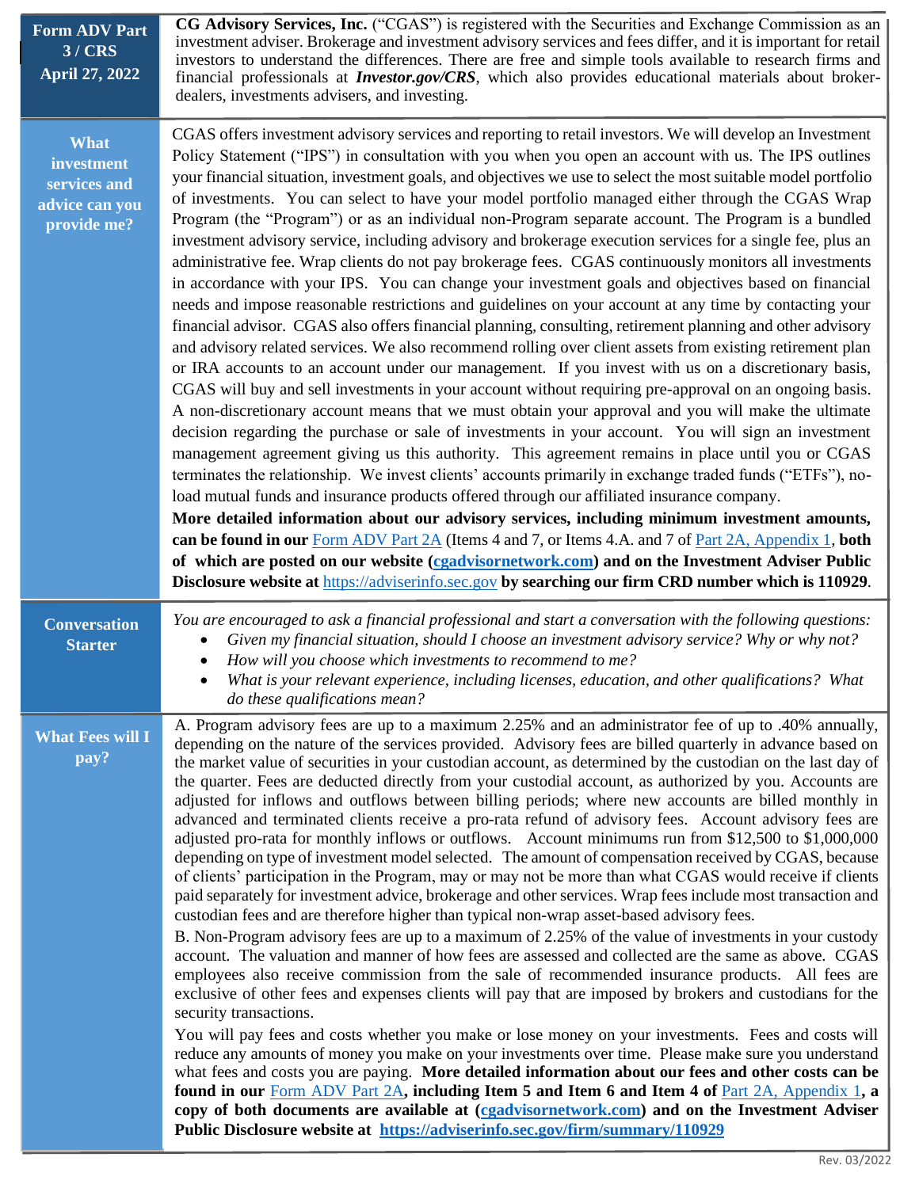## Form ADV Part 3 / CRS
## April 27, 2022

**CG Advisory Services, Inc.** ("CGAS") is registered with the Securities and Exchange Commission as an investment adviser. Brokerage and investment advisory services and fees differ, and it is important for retail investors to understand the differences. There are free and simple tools available to research firms and financial professionals at ***Investor.gov/CRS***, which also provides educational materials about broker-dealers, investments advisers, and investing.

## What investment services and advice can you provide me?

CGAS offers investment advisory services and reporting to retail investors. We will develop an Investment Policy Statement ("IPS") in consultation with you when you open an account with us. The IPS outlines your financial situation, investment goals, and objectives we use to select the most suitable model portfolio of investments. You can select to have your model portfolio managed either through the CGAS Wrap Program (the "Program") or as an individual non-Program separate account. The Program is a bundled investment advisory service, including advisory and brokerage execution services for a single fee, plus an administrative fee. Wrap clients do not pay brokerage fees. CGAS continuously monitors all investments in accordance with your IPS. You can change your investment goals and objectives based on financial needs and impose reasonable restrictions and guidelines on your account at any time by contacting your financial advisor. CGAS also offers financial planning, consulting, retirement planning and other advisory and advisory related services. We also recommend rolling over client assets from existing retirement plan or IRA accounts to an account under our management. If you invest with us on a discretionary basis, CGAS will buy and sell investments in your account without requiring pre-approval on an ongoing basis. A non-discretionary account means that we must obtain your approval and you will make the ultimate decision regarding the purchase or sale of investments in your account. You will sign an investment management agreement giving us this authority. This agreement remains in place until you or CGAS terminates the relationship. We invest clients' accounts primarily in exchange traded funds ("ETFs"), no-load mutual funds and insurance products offered through our affiliated insurance company.

**More detailed information about our advisory services, including minimum investment amounts, can be found in our** Form ADV Part 2A (Items 4 and 7, or Items 4.A. and 7 of Part 2A, Appendix 1, **both of which are posted on our website (cgadvisornetwork.com) and on the Investment Adviser Public Disclosure website at** https://adviserinfo.sec.gov **by searching our firm CRD number which is 110929**.

## Conversation Starter

*You are encouraged to ask a financial professional and start a conversation with the following questions:*

- *Given my financial situation, should I choose an investment advisory service? Why or why not?*
- *How will you choose which investments to recommend to me?*
- *What is your relevant experience, including licenses, education, and other qualifications? What do these qualifications mean?*

## What Fees will I pay?

A. Program advisory fees are up to a maximum 2.25% and an administrator fee of up to .40% annually, depending on the nature of the services provided. Advisory fees are billed quarterly in advance based on the market value of securities in your custodian account, as determined by the custodian on the last day of the quarter. Fees are deducted directly from your custodial account, as authorized by you. Accounts are adjusted for inflows and outflows between billing periods; where new accounts are billed monthly in advanced and terminated clients receive a pro-rata refund of advisory fees. Account advisory fees are adjusted pro-rata for monthly inflows or outflows. Account minimums run from $12,500 to $1,000,000 depending on type of investment model selected. The amount of compensation received by CGAS, because of clients' participation in the Program, may or may not be more than what CGAS would receive if clients paid separately for investment advice, brokerage and other services. Wrap fees include most transaction and custodian fees and are therefore higher than typical non-wrap asset-based advisory fees.

B. Non-Program advisory fees are up to a maximum of 2.25% of the value of investments in your custody account. The valuation and manner of how fees are assessed and collected are the same as above. CGAS employees also receive commission from the sale of recommended insurance products. All fees are exclusive of other fees and expenses clients will pay that are imposed by brokers and custodians for the security transactions.

You will pay fees and costs whether you make or lose money on your investments. Fees and costs will reduce any amounts of money you make on your investments over time. Please make sure you understand what fees and costs you are paying. **More detailed information about our fees and other costs can be found in our** Form ADV Part 2A**, including Item 5 and Item 6 and Item 4 of** Part 2A, Appendix 1**, a copy of both documents are available at (cgadvisornetwork.com) and on the Investment Adviser Public Disclosure website at https://adviserinfo.sec.gov/firm/summary/110929**

Rev. 03/2022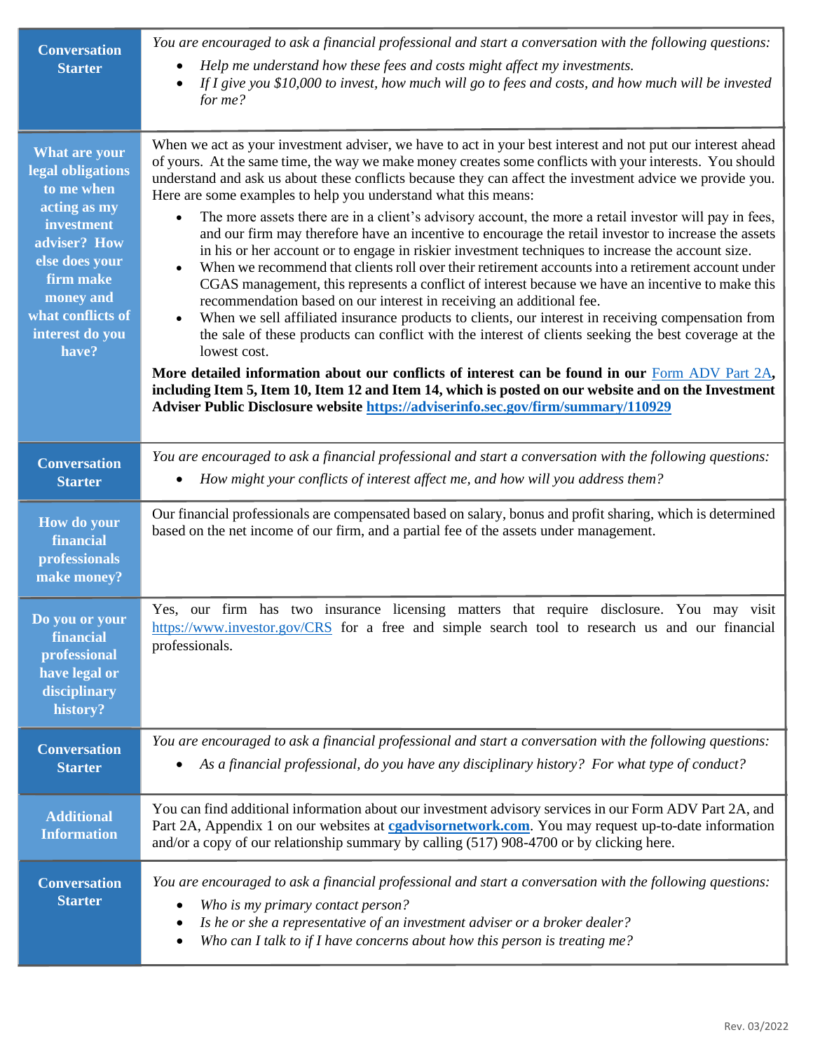| | |
|---|---|
| **Conversation Starter** | *You are encouraged to ask a financial professional and start a conversation with the following questions:*<br>• *Help me understand how these fees and costs might affect my investments.*<br>• *If I give you $10,000 to invest, how much will go to fees and costs, and how much will be invested for me?* |
| **What are your legal obligations to me when acting as my investment adviser? How else does your firm make money and what conflicts of interest do you have?** | When we act as your investment adviser, we have to act in your best interest and not put our interest ahead of yours. At the same time, the way we make money creates some conflicts with your interests. You should understand and ask us about these conflicts because they can affect the investment advice we provide you. Here are some examples to help you understand what this means:<br>• The more assets there are in a client's advisory account, the more a retail investor will pay in fees, and our firm may therefore have an incentive to encourage the retail investor to increase the assets in his or her account or to engage in riskier investment techniques to increase the account size.<br>• When we recommend that clients roll over their retirement accounts into a retirement account under CGAS management, this represents a conflict of interest because we have an incentive to make this recommendation based on our interest in receiving an additional fee.<br>• When we sell affiliated insurance products to clients, our interest in receiving compensation from the sale of these products can conflict with the interest of clients seeking the best coverage at the lowest cost.<br>**More detailed information about our conflicts of interest can be found in our** Form ADV Part 2A**, including Item 5, Item 10, Item 12 and Item 14, which is posted on our website and on the Investment Adviser Public Disclosure website https://adviserinfo.sec.gov/firm/summary/110929** |
| **Conversation Starter** | *You are encouraged to ask a financial professional and start a conversation with the following questions:*<br>• *How might your conflicts of interest affect me, and how will you address them?* |
| **How do your financial professionals make money?** | Our financial professionals are compensated based on salary, bonus and profit sharing, which is determined based on the net income of our firm, and a partial fee of the assets under management. |
| **Do you or your financial professional have legal or disciplinary history?** | Yes, our firm has two insurance licensing matters that require disclosure. You may visit https://www.investor.gov/CRS for a free and simple search tool to research us and our financial professionals. |
| **Conversation Starter** | *You are encouraged to ask a financial professional and start a conversation with the following questions:*<br>• *As a financial professional, do you have any disciplinary history? For what type of conduct?* |
| **Additional Information** | You can find additional information about our investment advisory services in our Form ADV Part 2A, and Part 2A, Appendix 1 on our websites at **cgadvisornetwork.com**. You may request up-to-date information and/or a copy of our relationship summary by calling (517) 908-4700 or by clicking here. |
| **Conversation Starter** | *You are encouraged to ask a financial professional and start a conversation with the following questions:*<br>• *Who is my primary contact person?*<br>• *Is he or she a representative of an investment adviser or a broker dealer?*<br>• *Who can I talk to if I have concerns about how this person is treating me?* |

Rev. 03/2022